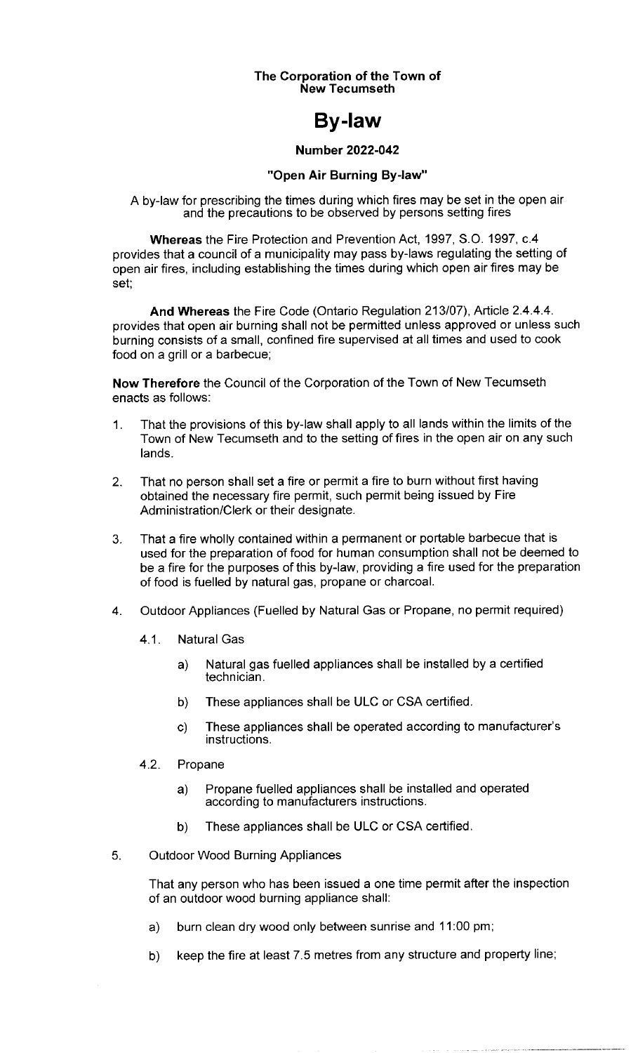**The Corporation of the Town of New Tecumseth**

# By-law

**Number 2022-042**

**"Open Air Burning By-law"**

A by-law for prescribing the times during which fires may be set in the open air and the precautions to be observed by persons setting fires

**Whereas** the Fire Protection and Prevention Act, 1997, S.O. 1997, c.4 provides that a council of a municipality may pass by-laws regulating the setting of open air fires, including establishing the times during which open air fires may be set;

**And Whereas** the Fire Code (Ontario Regulation 213/07), Article 2.4.4.4. provides that open air burning shall not be permitted unless approved or unless such burning consists of a small, confined fire supervised at all times and used to cook food on a grill or a barbecue;

**Now Therefore** the Council of the Corporation of the Town of New Tecumseth enacts as follows:

1. That the provisions of this by-law shall apply to all lands within the limits of the Town of New Tecumseth and to the setting of fires in the open air on any such lands.

2. That no person shall set a fire or permit a fire to burn without first having obtained the necessary fire permit, such permit being issued by Fire Administration/Clerk or their designate.

3. That a fire wholly contained within a permanent or portable barbecue that is used for the preparation of food for human consumption shall not be deemed to be a fire for the purposes of this by-law, providing a fire used for the preparation of food is fuelled by natural gas, propane or charcoal.

4. Outdoor Appliances (Fuelled by Natural Gas or Propane, no permit required)

   4.1. Natural Gas

   a) Natural gas fuelled appliances shall be installed by a certified technician.

   b) These appliances shall be ULC or CSA certified.

   c) These appliances shall be operated according to manufacturer's instructions.

   4.2. Propane

   a) Propane fuelled appliances shall be installed and operated according to manufacturers instructions.

   b) These appliances shall be ULC or CSA certified.

5. Outdoor Wood Burning Appliances

   That any person who has been issued a one time permit after the inspection of an outdoor wood burning appliance shall:

   a) burn clean dry wood only between sunrise and 11:00 pm;

   b) keep the fire at least 7.5 metres from any structure and property line;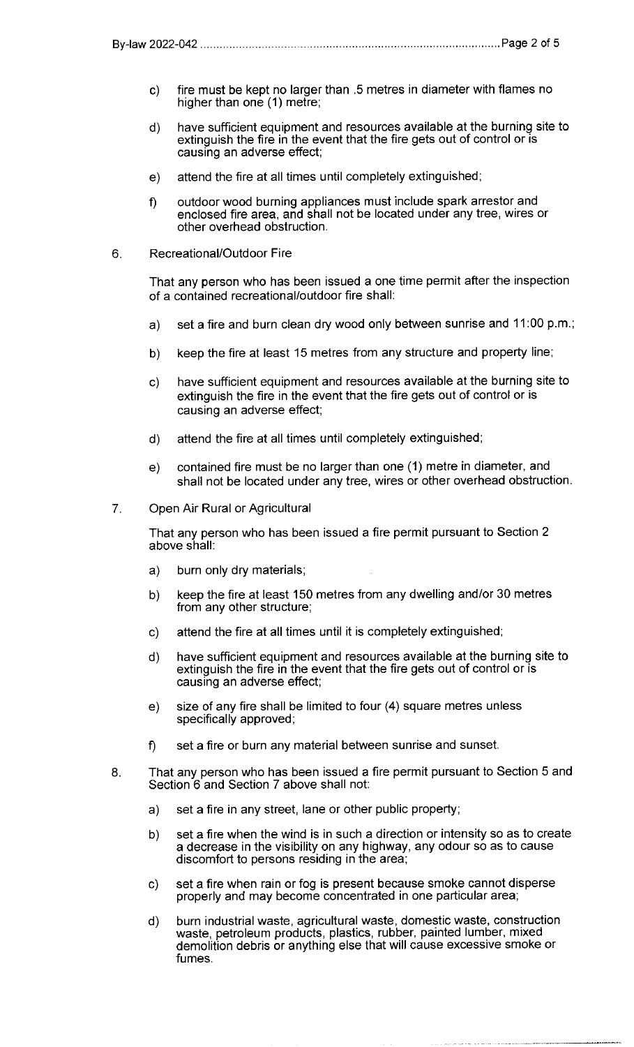c) fire must be kept no larger than .5 metres in diameter with flames no higher than one (1) metre;

d) have sufficient equipment and resources available at the burning site to extinguish the fire in the event that the fire gets out of control or is causing an adverse effect;

e) attend the fire at all times until completely extinguished;

f) outdoor wood burning appliances must include spark arrestor and enclosed fire area, and shall not be located under any tree, wires or other overhead obstruction.

6. Recreational/Outdoor Fire

That any person who has been issued a one time permit after the inspection of a contained recreational/outdoor fire shall:

a) set a fire and burn clean dry wood only between sunrise and 11:00 p.m.;

b) keep the fire at least 15 metres from any structure and property line;

c) have sufficient equipment and resources available at the burning site to extinguish the fire in the event that the fire gets out of control or is causing an adverse effect;

d) attend the fire at all times until completely extinguished;

e) contained fire must be no larger than one (1) metre in diameter, and shall not be located under any tree, wires or other overhead obstruction.

7. Open Air Rural or Agricultural

That any person who has been issued a fire permit pursuant to Section 2 above shall:

a) burn only dry materials;

b) keep the fire at least 150 metres from any dwelling and/or 30 metres from any other structure;

c) attend the fire at all times until it is completely extinguished;

d) have sufficient equipment and resources available at the burning site to extinguish the fire in the event that the fire gets out of control or is causing an adverse effect;

e) size of any fire shall be limited to four (4) square metres unless specifically approved;

f) set a fire or burn any material between sunrise and sunset.

8. That any person who has been issued a fire permit pursuant to Section 5 and Section 6 and Section 7 above shall not:

a) set a fire in any street, lane or other public property;

b) set a fire when the wind is in such a direction or intensity so as to create a decrease in the visibility on any highway, any odour so as to cause discomfort to persons residing in the area;

c) set a fire when rain or fog is present because smoke cannot disperse properly and may become concentrated in one particular area;

d) burn industrial waste, agricultural waste, domestic waste, construction waste, petroleum products, plastics, rubber, painted lumber, mixed demolition debris or anything else that will cause excessive smoke or fumes.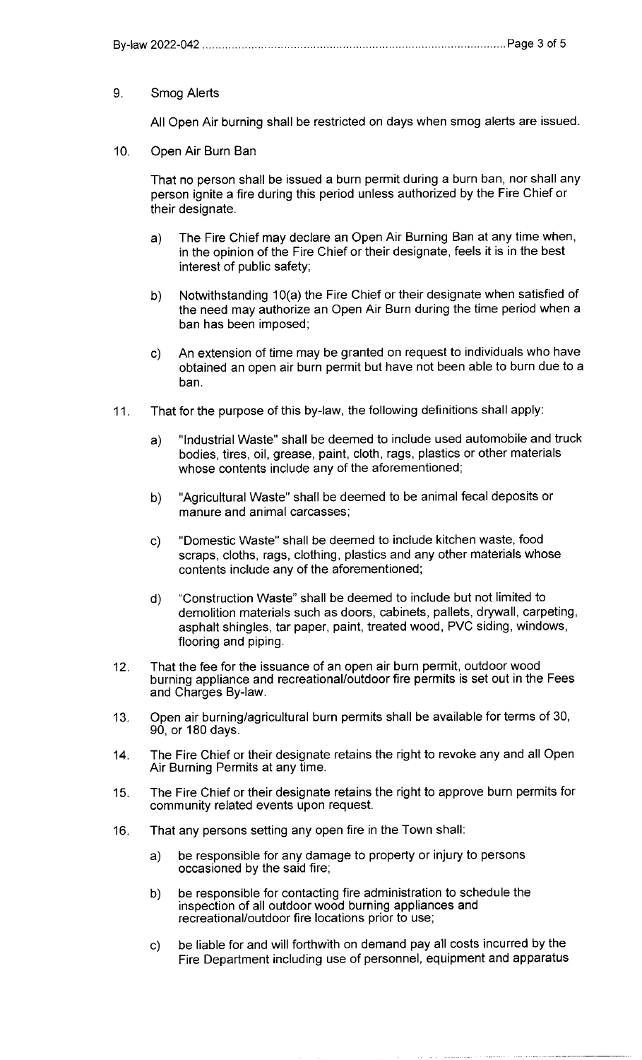9. Smog Alerts

   All Open Air burning shall be restricted on days when smog alerts are issued.

10. Open Air Burn Ban

    That no person shall be issued a burn permit during a burn ban, nor shall any person ignite a fire during this period unless authorized by the Fire Chief or their designate.

    a) The Fire Chief may declare an Open Air Burning Ban at any time when, in the opinion of the Fire Chief or their designate, feels it is in the best interest of public safety;

    b) Notwithstanding 10(a) the Fire Chief or their designate when satisfied of the need may authorize an Open Air Burn during the time period when a ban has been imposed;

    c) An extension of time may be granted on request to individuals who have obtained an open air burn permit but have not been able to burn due to a ban.

11. That for the purpose of this by-law, the following definitions shall apply:

    a) "Industrial Waste" shall be deemed to include used automobile and truck bodies, tires, oil, grease, paint, cloth, rags, plastics or other materials whose contents include any of the aforementioned;

    b) "Agricultural Waste" shall be deemed to be animal fecal deposits or manure and animal carcasses;

    c) "Domestic Waste" shall be deemed to include kitchen waste, food scraps, cloths, rags, clothing, plastics and any other materials whose contents include any of the aforementioned;

    d) "Construction Waste" shall be deemed to include but not limited to demolition materials such as doors, cabinets, pallets, drywall, carpeting, asphalt shingles, tar paper, paint, treated wood, PVC siding, windows, flooring and piping.

12. That the fee for the issuance of an open air burn permit, outdoor wood burning appliance and recreational/outdoor fire permits is set out in the Fees and Charges By-law.

13. Open air burning/agricultural burn permits shall be available for terms of 30, 90, or 180 days.

14. The Fire Chief or their designate retains the right to revoke any and all Open Air Burning Permits at any time.

15. The Fire Chief or their designate retains the right to approve burn permits for community related events upon request.

16. That any persons setting any open fire in the Town shall:

    a) be responsible for any damage to property or injury to persons occasioned by the said fire;

    b) be responsible for contacting fire administration to schedule the inspection of all outdoor wood burning appliances and recreational/outdoor fire locations prior to use;

    c) be liable for and will forthwith on demand pay all costs incurred by the Fire Department including use of personnel, equipment and apparatus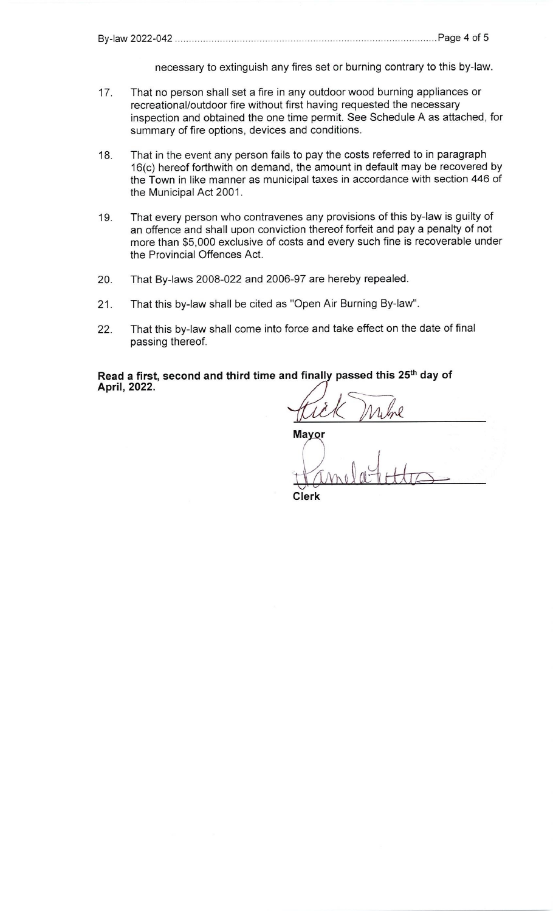necessary to extinguish any fires set or burning contrary to this by-law.

17. That no person shall set a fire in any outdoor wood burning appliances or recreational/outdoor fire without first having requested the necessary inspection and obtained the one time permit. See Schedule A as attached, for summary of fire options, devices and conditions.

18. That in the event any person fails to pay the costs referred to in paragraph 16(c) hereof forthwith on demand, the amount in default may be recovered by the Town in like manner as municipal taxes in accordance with section 446 of the Municipal Act 2001.

19. That every person who contravenes any provisions of this by-law is guilty of an offence and shall upon conviction thereof forfeit and pay a penalty of not more than $5,000 exclusive of costs and every such fine is recoverable under the Provincial Offences Act.

20. That By-laws 2008-022 and 2006-97 are hereby repealed.

21. That this by-law shall be cited as "Open Air Burning By-law".

22. That this by-law shall come into force and take effect on the date of final passing thereof.

**Read a first, second and third time and finally passed this 25th day of April, 2022.**

Rick Milne

**Mayor**

Pamela Fettes

**Clerk**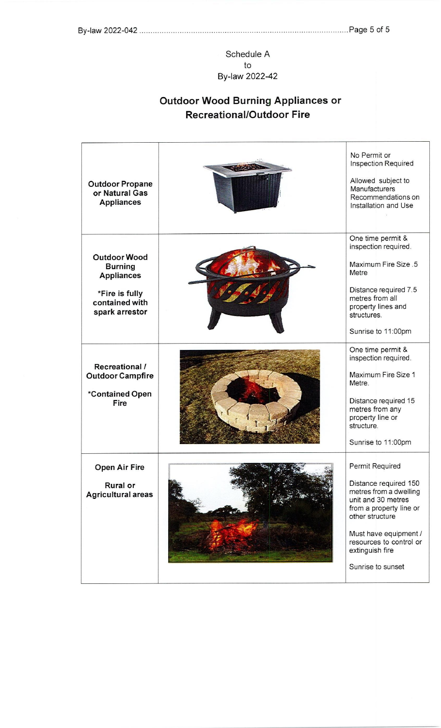Schedule A
to
By-law 2022-42

## Outdoor Wood Burning Appliances or Recreational/Outdoor Fire

| | | |
|---|---|---|
| **Outdoor Propane or Natural Gas Appliances** | | No Permit or Inspection Required<br><br>Allowed subject to Manufacturers Recommendations on Installation and Use |
| **Outdoor Wood Burning Appliances**<br><br>***Fire is fully contained with spark arrestor** | | One time permit & inspection required.<br><br>Maximum Fire Size .5 Metre<br><br>Distance required 7.5 metres from all property lines and structures.<br><br>Sunrise to 11:00pm |
| **Recreational / Outdoor Campfire**<br><br>***Contained Open Fire** | | One time permit & inspection required.<br><br>Maximum Fire Size 1 Metre.<br><br>Distance required 15 metres from any property line or structure.<br><br>Sunrise to 11:00pm |
| **Open Air Fire**<br><br>**Rural or Agricultural areas** | | Permit Required<br><br>Distance required 150 metres from a dwelling unit and 30 metres from a property line or other structure<br><br>Must have equipment / resources to control or extinguish fire<br><br>Sunrise to sunset |